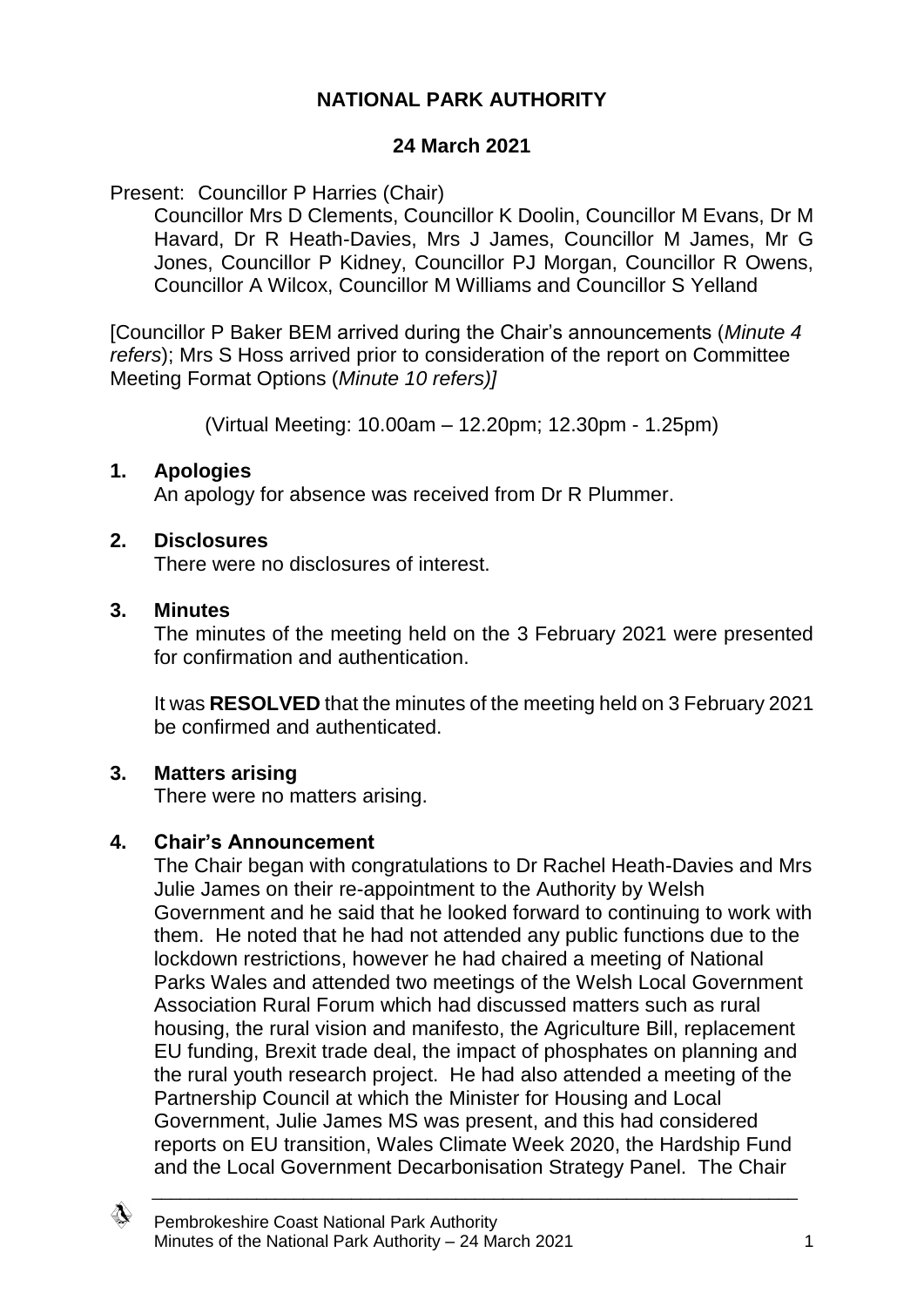# NATIONAL PARK AUTHORITY

## 24 March 2021

Present: Councillor P Harries (Chair)

Councillor Mrs D Clements, Councillor K Doolin, Councillor M Evans, Dr M Havard, Dr R Heath-Davies, Mrs J James, Councillor M James, Mr G Jones, Councillor P Kidney, Councillor PJ Morgan, Councillor R Owens, Councillor A Wilcox, Councillor M Williams and Councillor S Yelland

[Councillor P Baker BEM arrived during the Chair's announcements (*Minute 4 refers*); Mrs S Hoss arrived prior to consideration of the report on Committee Meeting Format Options (*Minute 10 refers)]*

(Virtual Meeting: 10.00am – 12.20pm; 12.30pm - 1.25pm)

### 1. Apologies

An apology for absence was received from Dr R Plummer.

### 2. Disclosures

There were no disclosures of interest.

### 3. Minutes

The minutes of the meeting held on the 3 February 2021 were presented for confirmation and authentication.

It was **RESOLVED** that the minutes of the meeting held on 3 February 2021 be confirmed and authenticated.

### 3. Matters arising

There were no matters arising.

### 4. Chair's Announcement

The Chair began with congratulations to Dr Rachel Heath-Davies and Mrs Julie James on their re-appointment to the Authority by Welsh Government and he said that he looked forward to continuing to work with them. He noted that he had not attended any public functions due to the lockdown restrictions, however he had chaired a meeting of National Parks Wales and attended two meetings of the Welsh Local Government Association Rural Forum which had discussed matters such as rural housing, the rural vision and manifesto, the Agriculture Bill, replacement EU funding, Brexit trade deal, the impact of phosphates on planning and the rural youth research project. He had also attended a meeting of the Partnership Council at which the Minister for Housing and Local Government, Julie James MS was present, and this had considered reports on EU transition, Wales Climate Week 2020, the Hardship Fund and the Local Government Decarbonisation Strategy Panel. The Chair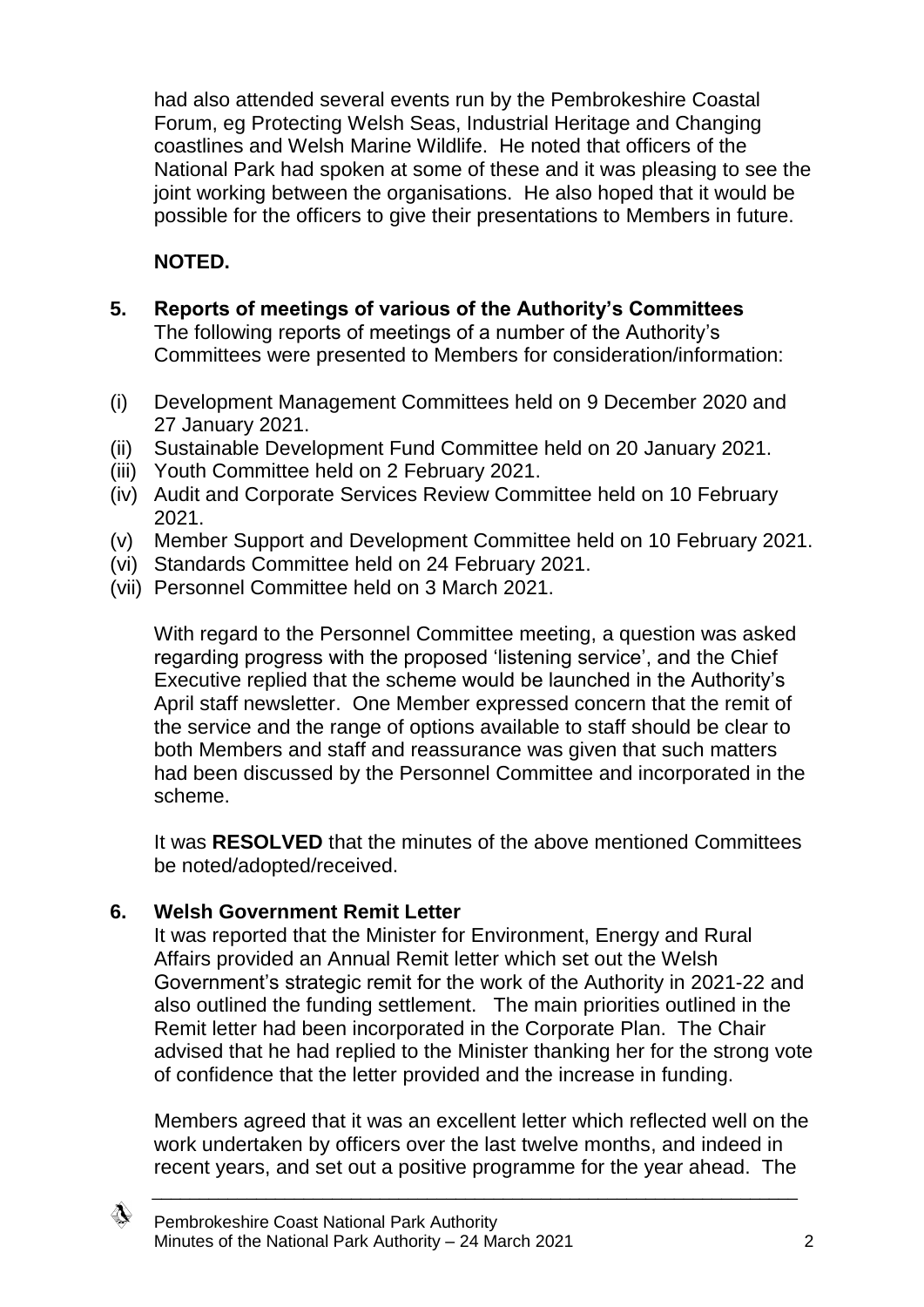had also attended several events run by the Pembrokeshire Coastal Forum, eg Protecting Welsh Seas, Industrial Heritage and Changing coastlines and Welsh Marine Wildlife. He noted that officers of the National Park had spoken at some of these and it was pleasing to see the joint working between the organisations. He also hoped that it would be possible for the officers to give their presentations to Members in future.

**NOTED.**

## 5. Reports of meetings of various of the Authority's Committees

The following reports of meetings of a number of the Authority's Committees were presented to Members for consideration/information:

(i) Development Management Committees held on 9 December 2020 and 27 January 2021.
(ii) Sustainable Development Fund Committee held on 20 January 2021.
(iii) Youth Committee held on 2 February 2021.
(iv) Audit and Corporate Services Review Committee held on 10 February 2021.
(v) Member Support and Development Committee held on 10 February 2021.
(vi) Standards Committee held on 24 February 2021.
(vii) Personnel Committee held on 3 March 2021.

With regard to the Personnel Committee meeting, a question was asked regarding progress with the proposed 'listening service', and the Chief Executive replied that the scheme would be launched in the Authority's April staff newsletter. One Member expressed concern that the remit of the service and the range of options available to staff should be clear to both Members and staff and reassurance was given that such matters had been discussed by the Personnel Committee and incorporated in the scheme.

It was **RESOLVED** that the minutes of the above mentioned Committees be noted/adopted/received.

## 6. Welsh Government Remit Letter

It was reported that the Minister for Environment, Energy and Rural Affairs provided an Annual Remit letter which set out the Welsh Government's strategic remit for the work of the Authority in 2021-22 and also outlined the funding settlement. The main priorities outlined in the Remit letter had been incorporated in the Corporate Plan. The Chair advised that he had replied to the Minister thanking her for the strong vote of confidence that the letter provided and the increase in funding.

Members agreed that it was an excellent letter which reflected well on the work undertaken by officers over the last twelve months, and indeed in recent years, and set out a positive programme for the year ahead. The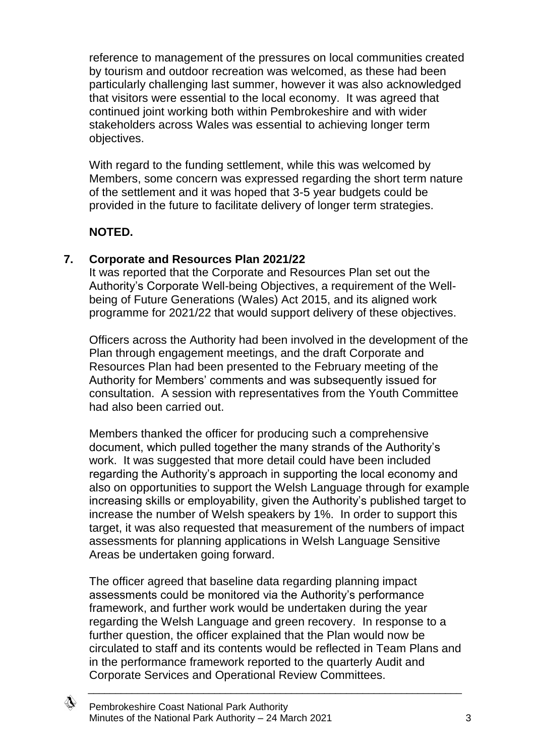reference to management of the pressures on local communities created by tourism and outdoor recreation was welcomed, as these had been particularly challenging last summer, however it was also acknowledged that visitors were essential to the local economy. It was agreed that continued joint working both within Pembrokeshire and with wider stakeholders across Wales was essential to achieving longer term objectives.

With regard to the funding settlement, while this was welcomed by Members, some concern was expressed regarding the short term nature of the settlement and it was hoped that 3-5 year budgets could be provided in the future to facilitate delivery of longer term strategies.

**NOTED.**

## 7. Corporate and Resources Plan 2021/22

It was reported that the Corporate and Resources Plan set out the Authority's Corporate Well-being Objectives, a requirement of the Well-being of Future Generations (Wales) Act 2015, and its aligned work programme for 2021/22 that would support delivery of these objectives.

Officers across the Authority had been involved in the development of the Plan through engagement meetings, and the draft Corporate and Resources Plan had been presented to the February meeting of the Authority for Members' comments and was subsequently issued for consultation. A session with representatives from the Youth Committee had also been carried out.

Members thanked the officer for producing such a comprehensive document, which pulled together the many strands of the Authority's work. It was suggested that more detail could have been included regarding the Authority's approach in supporting the local economy and also on opportunities to support the Welsh Language through for example increasing skills or employability, given the Authority's published target to increase the number of Welsh speakers by 1%. In order to support this target, it was also requested that measurement of the numbers of impact assessments for planning applications in Welsh Language Sensitive Areas be undertaken going forward.

The officer agreed that baseline data regarding planning impact assessments could be monitored via the Authority's performance framework, and further work would be undertaken during the year regarding the Welsh Language and green recovery. In response to a further question, the officer explained that the Plan would now be circulated to staff and its contents would be reflected in Team Plans and in the performance framework reported to the quarterly Audit and Corporate Services and Operational Review Committees.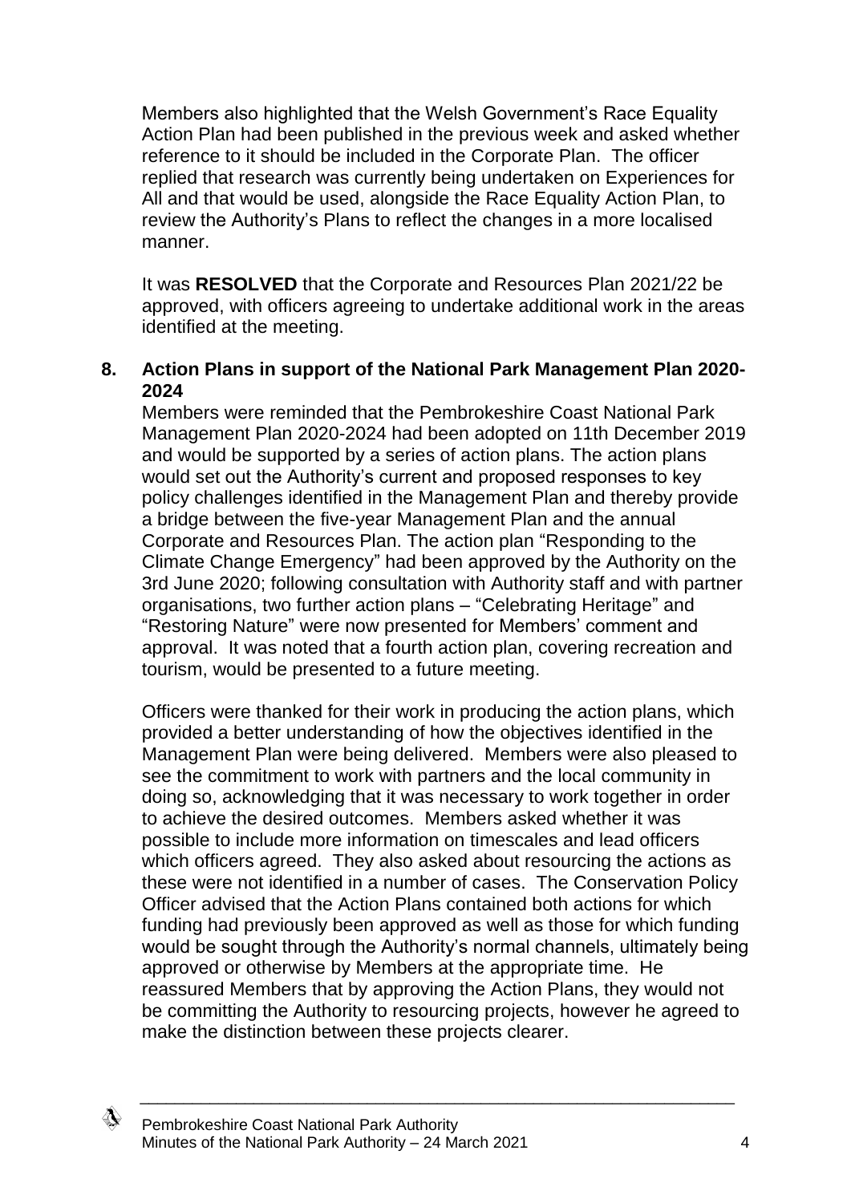Members also highlighted that the Welsh Government's Race Equality Action Plan had been published in the previous week and asked whether reference to it should be included in the Corporate Plan. The officer replied that research was currently being undertaken on Experiences for All and that would be used, alongside the Race Equality Action Plan, to review the Authority's Plans to reflect the changes in a more localised manner.

It was **RESOLVED** that the Corporate and Resources Plan 2021/22 be approved, with officers agreeing to undertake additional work in the areas identified at the meeting.

## 8. Action Plans in support of the National Park Management Plan 2020-2024

Members were reminded that the Pembrokeshire Coast National Park Management Plan 2020-2024 had been adopted on 11th December 2019 and would be supported by a series of action plans. The action plans would set out the Authority's current and proposed responses to key policy challenges identified in the Management Plan and thereby provide a bridge between the five-year Management Plan and the annual Corporate and Resources Plan. The action plan "Responding to the Climate Change Emergency" had been approved by the Authority on the 3rd June 2020; following consultation with Authority staff and with partner organisations, two further action plans – "Celebrating Heritage" and "Restoring Nature" were now presented for Members' comment and approval. It was noted that a fourth action plan, covering recreation and tourism, would be presented to a future meeting.

Officers were thanked for their work in producing the action plans, which provided a better understanding of how the objectives identified in the Management Plan were being delivered. Members were also pleased to see the commitment to work with partners and the local community in doing so, acknowledging that it was necessary to work together in order to achieve the desired outcomes. Members asked whether it was possible to include more information on timescales and lead officers which officers agreed. They also asked about resourcing the actions as these were not identified in a number of cases. The Conservation Policy Officer advised that the Action Plans contained both actions for which funding had previously been approved as well as those for which funding would be sought through the Authority's normal channels, ultimately being approved or otherwise by Members at the appropriate time. He reassured Members that by approving the Action Plans, they would not be committing the Authority to resourcing projects, however he agreed to make the distinction between these projects clearer.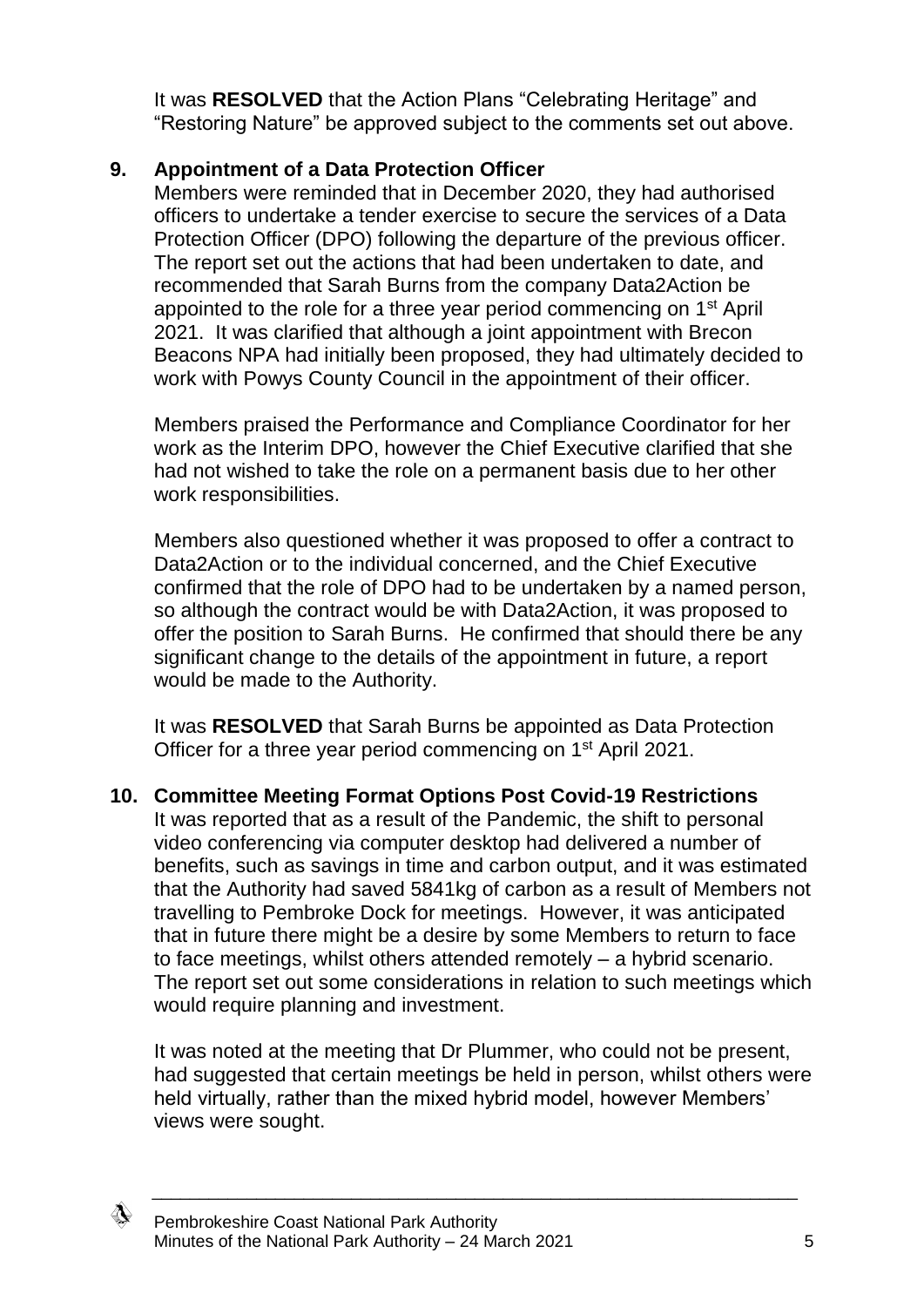It was **RESOLVED** that the Action Plans "Celebrating Heritage" and "Restoring Nature" be approved subject to the comments set out above.

**9. Appointment of a Data Protection Officer**

Members were reminded that in December 2020, they had authorised officers to undertake a tender exercise to secure the services of a Data Protection Officer (DPO) following the departure of the previous officer. The report set out the actions that had been undertaken to date, and recommended that Sarah Burns from the company Data2Action be appointed to the role for a three year period commencing on 1st April 2021. It was clarified that although a joint appointment with Brecon Beacons NPA had initially been proposed, they had ultimately decided to work with Powys County Council in the appointment of their officer.

Members praised the Performance and Compliance Coordinator for her work as the Interim DPO, however the Chief Executive clarified that she had not wished to take the role on a permanent basis due to her other work responsibilities.

Members also questioned whether it was proposed to offer a contract to Data2Action or to the individual concerned, and the Chief Executive confirmed that the role of DPO had to be undertaken by a named person, so although the contract would be with Data2Action, it was proposed to offer the position to Sarah Burns. He confirmed that should there be any significant change to the details of the appointment in future, a report would be made to the Authority.

It was **RESOLVED** that Sarah Burns be appointed as Data Protection Officer for a three year period commencing on 1st April 2021.

**10. Committee Meeting Format Options Post Covid-19 Restrictions**

It was reported that as a result of the Pandemic, the shift to personal video conferencing via computer desktop had delivered a number of benefits, such as savings in time and carbon output, and it was estimated that the Authority had saved 5841kg of carbon as a result of Members not travelling to Pembroke Dock for meetings. However, it was anticipated that in future there might be a desire by some Members to return to face to face meetings, whilst others attended remotely – a hybrid scenario. The report set out some considerations in relation to such meetings which would require planning and investment.

It was noted at the meeting that Dr Plummer, who could not be present, had suggested that certain meetings be held in person, whilst others were held virtually, rather than the mixed hybrid model, however Members' views were sought.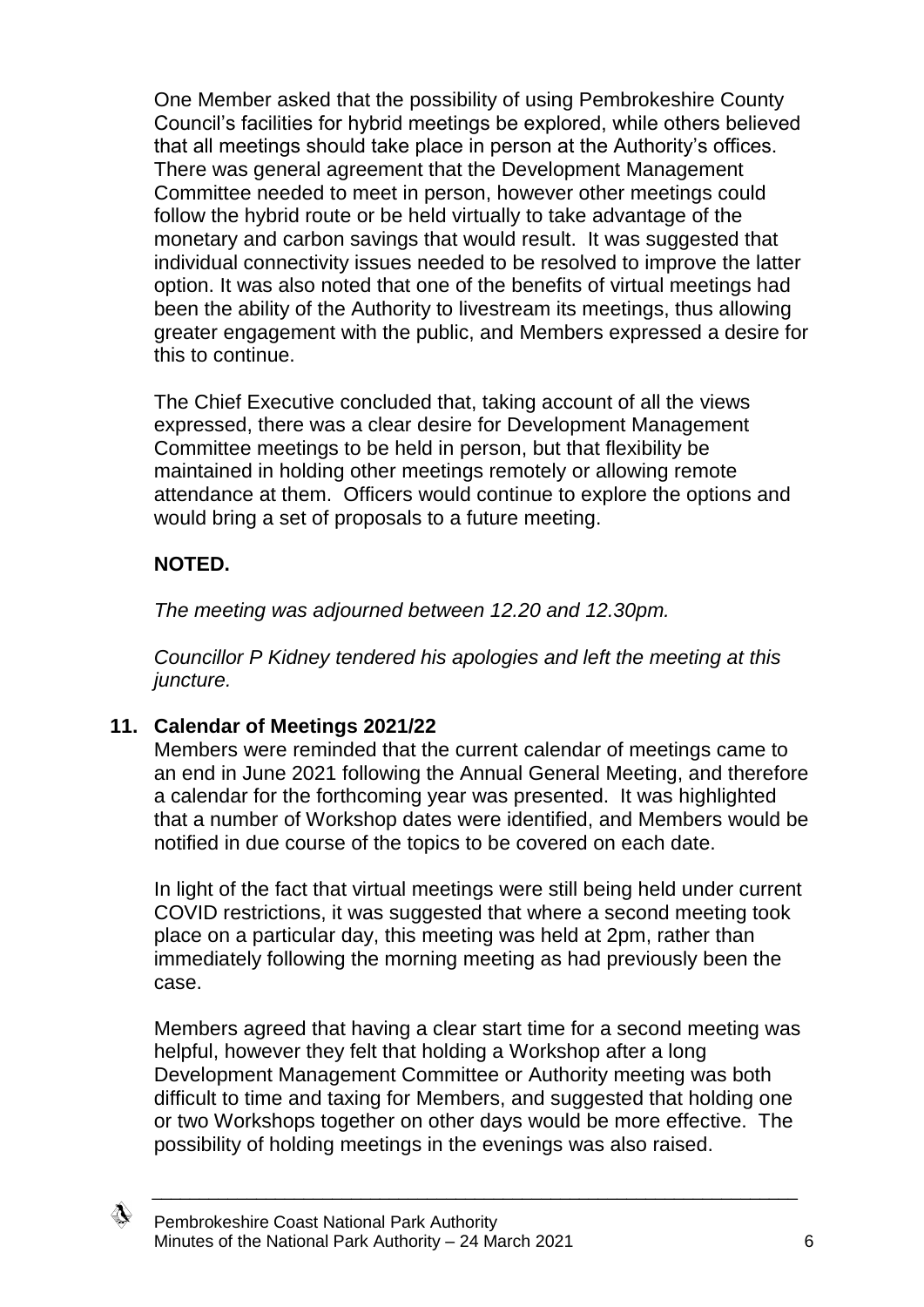One Member asked that the possibility of using Pembrokeshire County Council's facilities for hybrid meetings be explored, while others believed that all meetings should take place in person at the Authority's offices. There was general agreement that the Development Management Committee needed to meet in person, however other meetings could follow the hybrid route or be held virtually to take advantage of the monetary and carbon savings that would result. It was suggested that individual connectivity issues needed to be resolved to improve the latter option. It was also noted that one of the benefits of virtual meetings had been the ability of the Authority to livestream its meetings, thus allowing greater engagement with the public, and Members expressed a desire for this to continue.

The Chief Executive concluded that, taking account of all the views expressed, there was a clear desire for Development Management Committee meetings to be held in person, but that flexibility be maintained in holding other meetings remotely or allowing remote attendance at them. Officers would continue to explore the options and would bring a set of proposals to a future meeting.

**NOTED.**

*The meeting was adjourned between 12.20 and 12.30pm.*

*Councillor P Kidney tendered his apologies and left the meeting at this juncture.*

**11. Calendar of Meetings 2021/22**

Members were reminded that the current calendar of meetings came to an end in June 2021 following the Annual General Meeting, and therefore a calendar for the forthcoming year was presented. It was highlighted that a number of Workshop dates were identified, and Members would be notified in due course of the topics to be covered on each date.

In light of the fact that virtual meetings were still being held under current COVID restrictions, it was suggested that where a second meeting took place on a particular day, this meeting was held at 2pm, rather than immediately following the morning meeting as had previously been the case.

Members agreed that having a clear start time for a second meeting was helpful, however they felt that holding a Workshop after a long Development Management Committee or Authority meeting was both difficult to time and taxing for Members, and suggested that holding one or two Workshops together on other days would be more effective. The possibility of holding meetings in the evenings was also raised.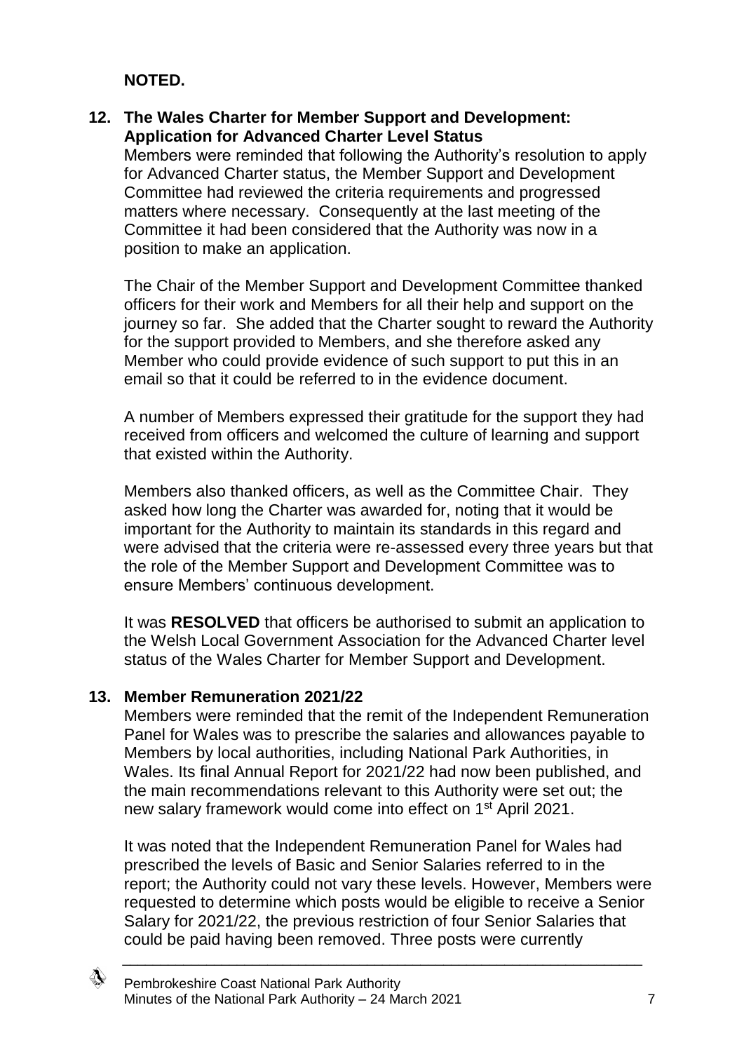**NOTED.**

## 12. The Wales Charter for Member Support and Development: Application for Advanced Charter Level Status

Members were reminded that following the Authority's resolution to apply for Advanced Charter status, the Member Support and Development Committee had reviewed the criteria requirements and progressed matters where necessary. Consequently at the last meeting of the Committee it had been considered that the Authority was now in a position to make an application.

The Chair of the Member Support and Development Committee thanked officers for their work and Members for all their help and support on the journey so far. She added that the Charter sought to reward the Authority for the support provided to Members, and she therefore asked any Member who could provide evidence of such support to put this in an email so that it could be referred to in the evidence document.

A number of Members expressed their gratitude for the support they had received from officers and welcomed the culture of learning and support that existed within the Authority.

Members also thanked officers, as well as the Committee Chair. They asked how long the Charter was awarded for, noting that it would be important for the Authority to maintain its standards in this regard and were advised that the criteria were re-assessed every three years but that the role of the Member Support and Development Committee was to ensure Members' continuous development.

It was **RESOLVED** that officers be authorised to submit an application to the Welsh Local Government Association for the Advanced Charter level status of the Wales Charter for Member Support and Development.

## 13. Member Remuneration 2021/22

Members were reminded that the remit of the Independent Remuneration Panel for Wales was to prescribe the salaries and allowances payable to Members by local authorities, including National Park Authorities, in Wales. Its final Annual Report for 2021/22 had now been published, and the main recommendations relevant to this Authority were set out; the new salary framework would come into effect on 1st April 2021.

It was noted that the Independent Remuneration Panel for Wales had prescribed the levels of Basic and Senior Salaries referred to in the report; the Authority could not vary these levels. However, Members were requested to determine which posts would be eligible to receive a Senior Salary for 2021/22, the previous restriction of four Senior Salaries that could be paid having been removed. Three posts were currently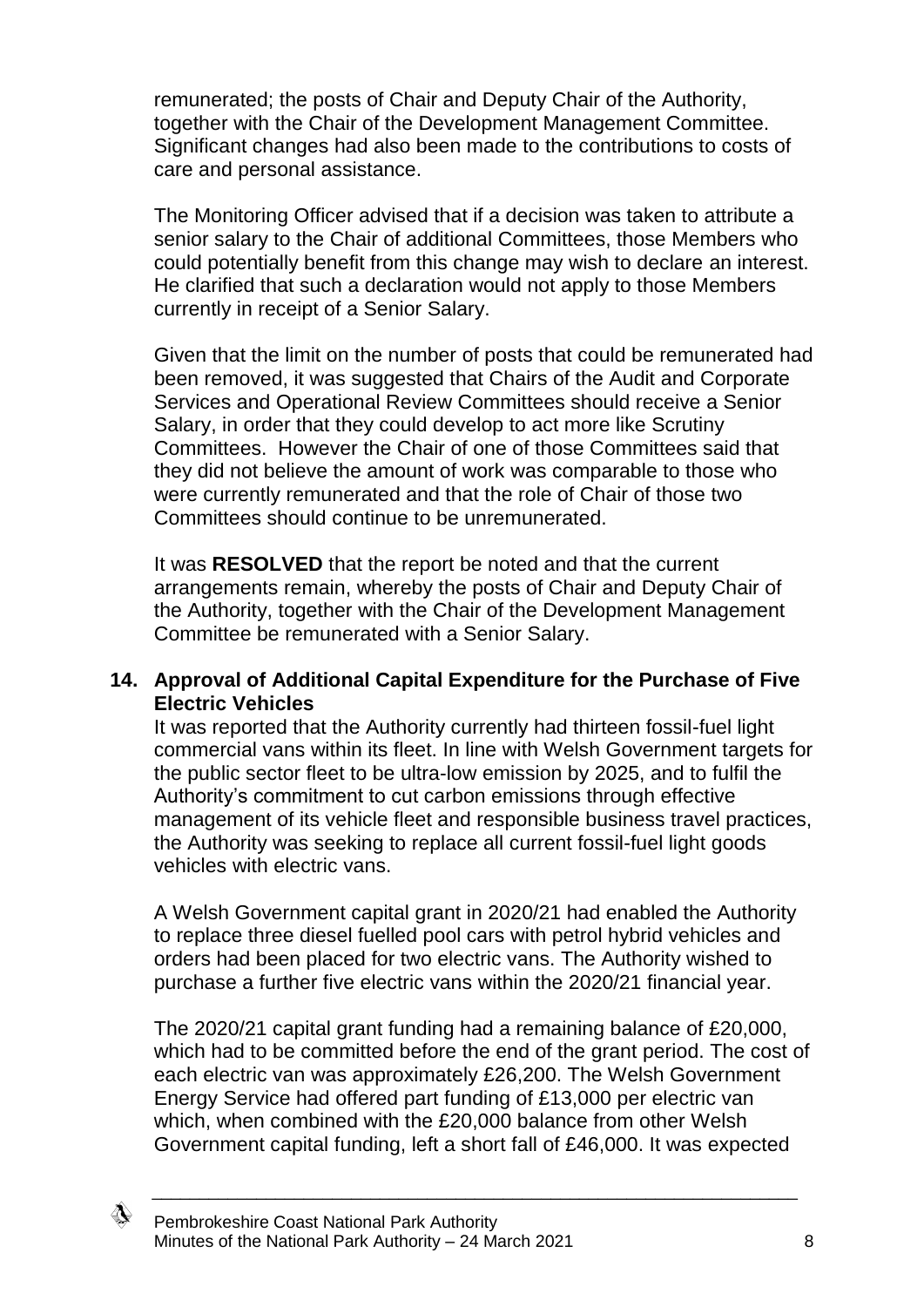remunerated; the posts of Chair and Deputy Chair of the Authority, together with the Chair of the Development Management Committee. Significant changes had also been made to the contributions to costs of care and personal assistance.

The Monitoring Officer advised that if a decision was taken to attribute a senior salary to the Chair of additional Committees, those Members who could potentially benefit from this change may wish to declare an interest. He clarified that such a declaration would not apply to those Members currently in receipt of a Senior Salary.

Given that the limit on the number of posts that could be remunerated had been removed, it was suggested that Chairs of the Audit and Corporate Services and Operational Review Committees should receive a Senior Salary, in order that they could develop to act more like Scrutiny Committees. However the Chair of one of those Committees said that they did not believe the amount of work was comparable to those who were currently remunerated and that the role of Chair of those two Committees should continue to be unremunerated.

It was **RESOLVED** that the report be noted and that the current arrangements remain, whereby the posts of Chair and Deputy Chair of the Authority, together with the Chair of the Development Management Committee be remunerated with a Senior Salary.

**14. Approval of Additional Capital Expenditure for the Purchase of Five Electric Vehicles**

It was reported that the Authority currently had thirteen fossil-fuel light commercial vans within its fleet. In line with Welsh Government targets for the public sector fleet to be ultra-low emission by 2025, and to fulfil the Authority's commitment to cut carbon emissions through effective management of its vehicle fleet and responsible business travel practices, the Authority was seeking to replace all current fossil-fuel light goods vehicles with electric vans.

A Welsh Government capital grant in 2020/21 had enabled the Authority to replace three diesel fuelled pool cars with petrol hybrid vehicles and orders had been placed for two electric vans. The Authority wished to purchase a further five electric vans within the 2020/21 financial year.

The 2020/21 capital grant funding had a remaining balance of £20,000, which had to be committed before the end of the grant period. The cost of each electric van was approximately £26,200. The Welsh Government Energy Service had offered part funding of £13,000 per electric van which, when combined with the £20,000 balance from other Welsh Government capital funding, left a short fall of £46,000. It was expected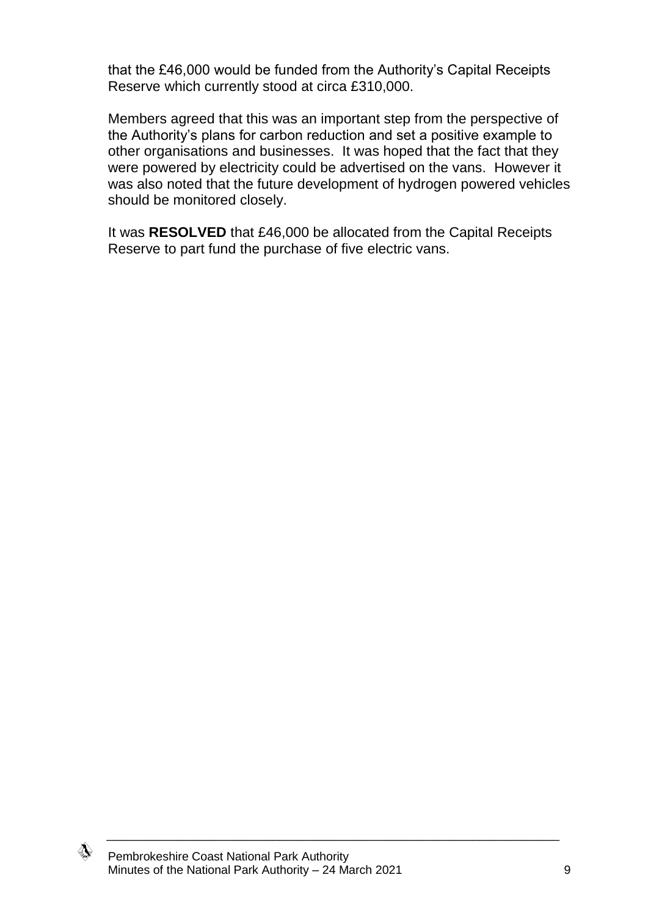that the £46,000 would be funded from the Authority's Capital Receipts Reserve which currently stood at circa £310,000.

Members agreed that this was an important step from the perspective of the Authority's plans for carbon reduction and set a positive example to other organisations and businesses. It was hoped that the fact that they were powered by electricity could be advertised on the vans. However it was also noted that the future development of hydrogen powered vehicles should be monitored closely.

It was **RESOLVED** that £46,000 be allocated from the Capital Receipts Reserve to part fund the purchase of five electric vans.